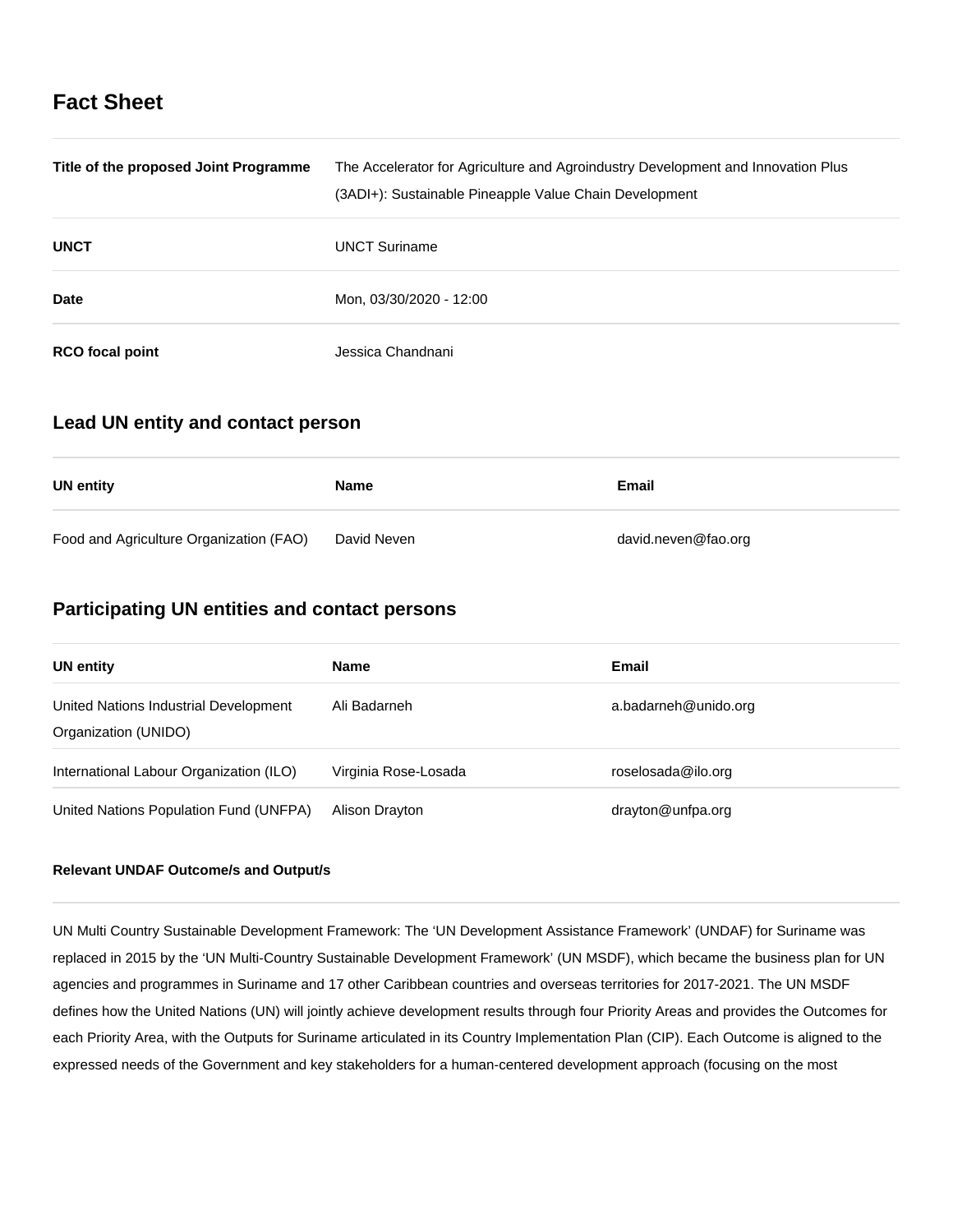## Fact Sheet

| | |
|---|---|
| **Title of the proposed Joint Programme** | The Accelerator for Agriculture and Agroindustry Development and Innovation Plus (3ADI+): Sustainable Pineapple Value Chain Development |
| **UNCT** | UNCT Suriname |
| **Date** | Mon, 03/30/2020 - 12:00 |
| **RCO focal point** | Jessica Chandnani |

## Lead UN entity and contact person

| UN entity | Name | Email |
|---|---|---|
| Food and Agriculture Organization (FAO) | David Neven | david.neven@fao.org |

## Participating UN entities and contact persons

| UN entity | Name | Email |
|---|---|---|
| United Nations Industrial Development Organization (UNIDO) | Ali Badarneh | a.badarneh@unido.org |
| International Labour Organization (ILO) | Virginia Rose-Losada | roselosada@ilo.org |
| United Nations Population Fund (UNFPA) | Alison Drayton | drayton@unfpa.org |

#### Relevant UNDAF Outcome/s and Output/s

UN Multi Country Sustainable Development Framework: The 'UN Development Assistance Framework' (UNDAF) for Suriname was replaced in 2015 by the 'UN Multi-Country Sustainable Development Framework' (UN MSDF), which became the business plan for UN agencies and programmes in Suriname and 17 other Caribbean countries and overseas territories for 2017-2021. The UN MSDF defines how the United Nations (UN) will jointly achieve development results through four Priority Areas and provides the Outcomes for each Priority Area, with the Outputs for Suriname articulated in its Country Implementation Plan (CIP). Each Outcome is aligned to the expressed needs of the Government and key stakeholders for a human-centered development approach (focusing on the most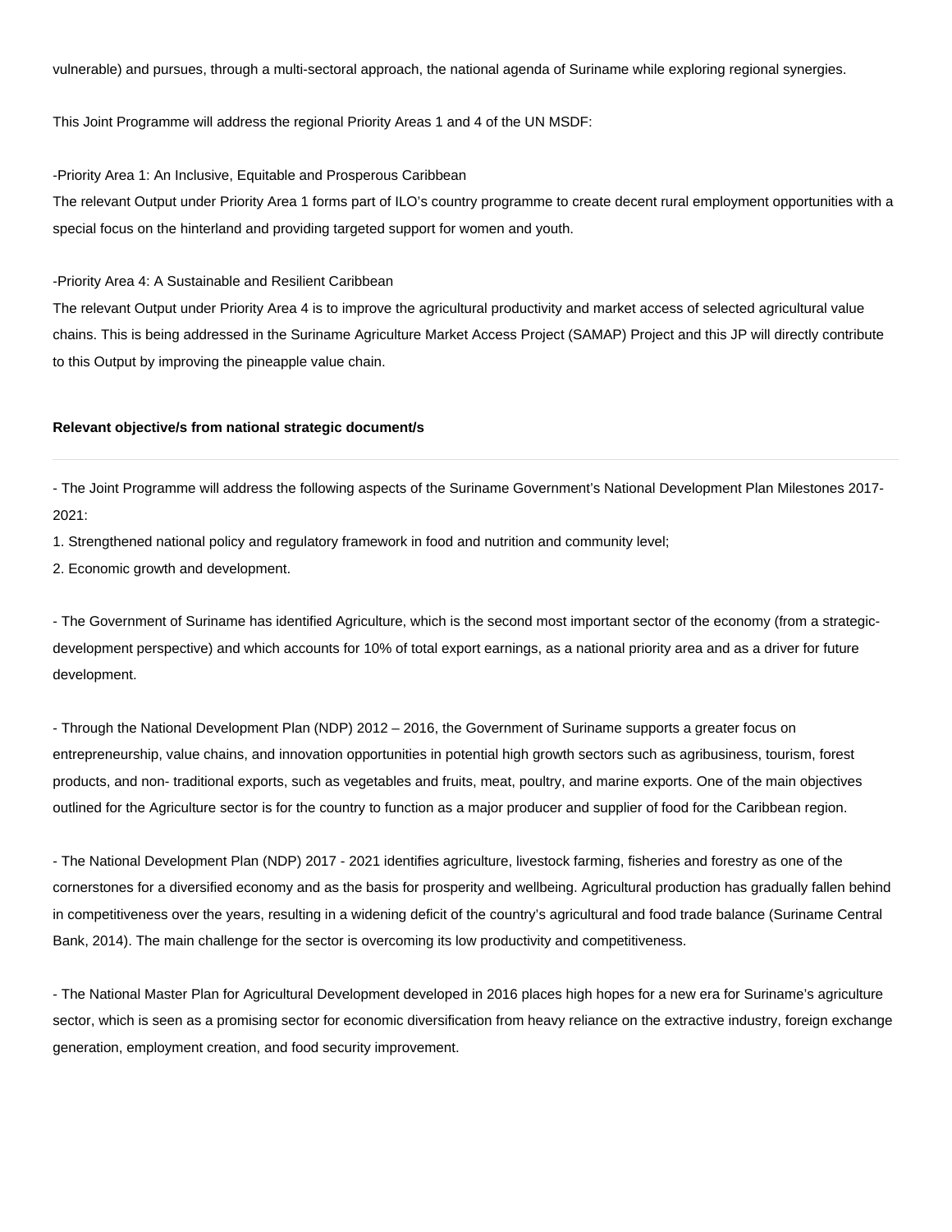vulnerable) and pursues, through a multi-sectoral approach, the national agenda of Suriname while exploring regional synergies.

This Joint Programme will address the regional Priority Areas 1 and 4 of the UN MSDF:

-Priority Area 1: An Inclusive, Equitable and Prosperous Caribbean
The relevant Output under Priority Area 1 forms part of ILO's country programme to create decent rural employment opportunities with a special focus on the hinterland and providing targeted support for women and youth.

-Priority Area 4: A Sustainable and Resilient Caribbean
The relevant Output under Priority Area 4 is to improve the agricultural productivity and market access of selected agricultural value chains. This is being addressed in the Suriname Agriculture Market Access Project (SAMAP) Project and this JP will directly contribute to this Output by improving the pineapple value chain.

**Relevant objective/s from national strategic document/s**

- The Joint Programme will address the following aspects of the Suriname Government's National Development Plan Milestones 2017-2021:

1. Strengthened national policy and regulatory framework in food and nutrition and community level;
2. Economic growth and development.

- The Government of Suriname has identified Agriculture, which is the second most important sector of the economy (from a strategic-development perspective) and which accounts for 10% of total export earnings, as a national priority area and as a driver for future development.

- Through the National Development Plan (NDP) 2012 – 2016, the Government of Suriname supports a greater focus on entrepreneurship, value chains, and innovation opportunities in potential high growth sectors such as agribusiness, tourism, forest products, and non- traditional exports, such as vegetables and fruits, meat, poultry, and marine exports. One of the main objectives outlined for the Agriculture sector is for the country to function as a major producer and supplier of food for the Caribbean region.

- The National Development Plan (NDP) 2017 - 2021 identifies agriculture, livestock farming, fisheries and forestry as one of the cornerstones for a diversified economy and as the basis for prosperity and wellbeing. Agricultural production has gradually fallen behind in competitiveness over the years, resulting in a widening deficit of the country's agricultural and food trade balance (Suriname Central Bank, 2014). The main challenge for the sector is overcoming its low productivity and competitiveness.

- The National Master Plan for Agricultural Development developed in 2016 places high hopes for a new era for Suriname's agriculture sector, which is seen as a promising sector for economic diversification from heavy reliance on the extractive industry, foreign exchange generation, employment creation, and food security improvement.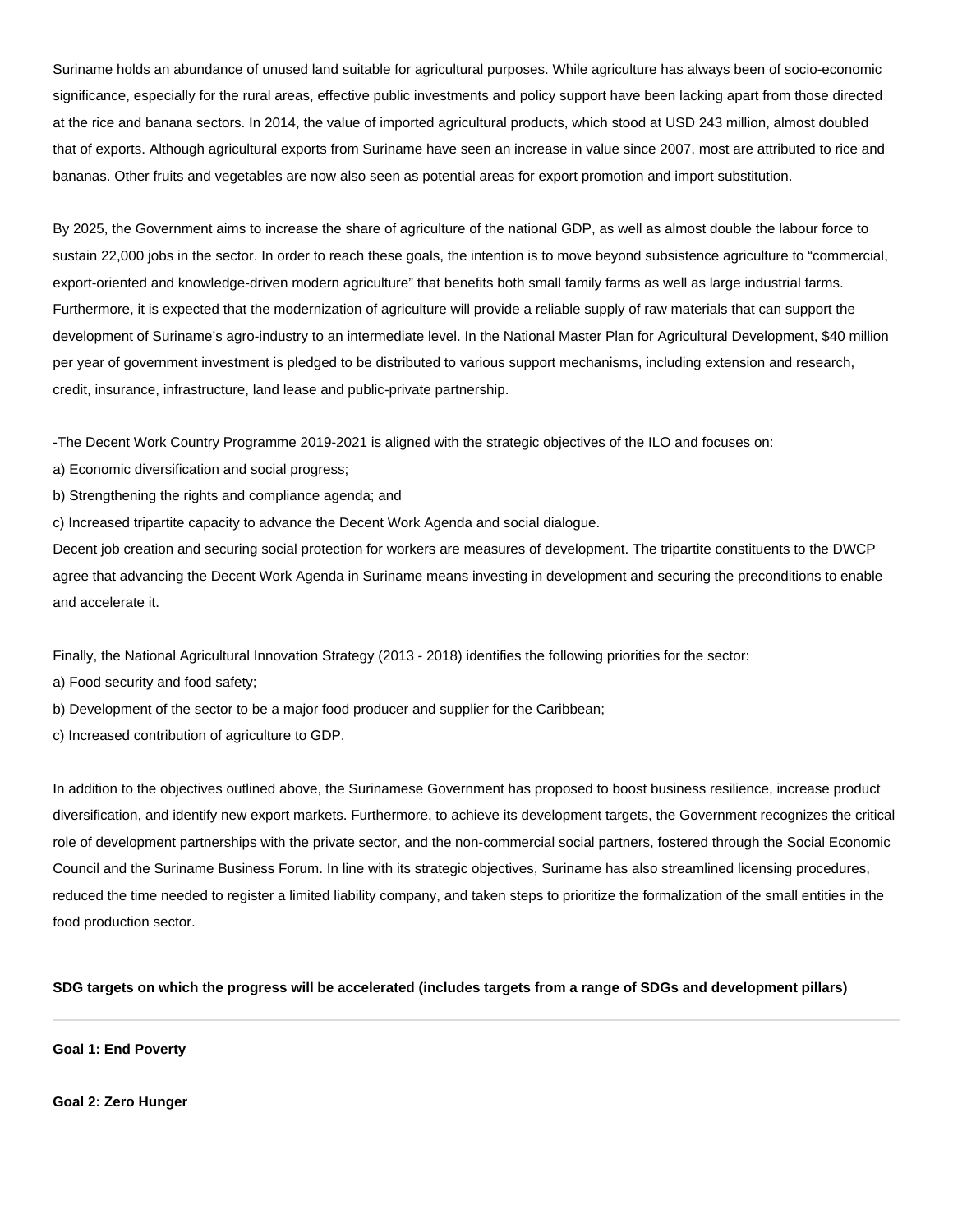Suriname holds an abundance of unused land suitable for agricultural purposes. While agriculture has always been of socio-economic significance, especially for the rural areas, effective public investments and policy support have been lacking apart from those directed at the rice and banana sectors. In 2014, the value of imported agricultural products, which stood at USD 243 million, almost doubled that of exports. Although agricultural exports from Suriname have seen an increase in value since 2007, most are attributed to rice and bananas. Other fruits and vegetables are now also seen as potential areas for export promotion and import substitution.

By 2025, the Government aims to increase the share of agriculture of the national GDP, as well as almost double the labour force to sustain 22,000 jobs in the sector. In order to reach these goals, the intention is to move beyond subsistence agriculture to "commercial, export-oriented and knowledge-driven modern agriculture" that benefits both small family farms as well as large industrial farms. Furthermore, it is expected that the modernization of agriculture will provide a reliable supply of raw materials that can support the development of Suriname's agro-industry to an intermediate level. In the National Master Plan for Agricultural Development, $40 million per year of government investment is pledged to be distributed to various support mechanisms, including extension and research, credit, insurance, infrastructure, land lease and public-private partnership.

-The Decent Work Country Programme 2019-2021 is aligned with the strategic objectives of the ILO and focuses on:
a) Economic diversification and social progress;
b) Strengthening the rights and compliance agenda; and
c) Increased tripartite capacity to advance the Decent Work Agenda and social dialogue.
Decent job creation and securing social protection for workers are measures of development. The tripartite constituents to the DWCP agree that advancing the Decent Work Agenda in Suriname means investing in development and securing the preconditions to enable and accelerate it.

Finally, the National Agricultural Innovation Strategy (2013 - 2018) identifies the following priorities for the sector:
a) Food security and food safety;
b) Development of the sector to be a major food producer and supplier for the Caribbean;
c) Increased contribution of agriculture to GDP.

In addition to the objectives outlined above, the Surinamese Government has proposed to boost business resilience, increase product diversification, and identify new export markets. Furthermore, to achieve its development targets, the Government recognizes the critical role of development partnerships with the private sector, and the non-commercial social partners, fostered through the Social Economic Council and the Suriname Business Forum. In line with its strategic objectives, Suriname has also streamlined licensing procedures, reduced the time needed to register a limited liability company, and taken steps to prioritize the formalization of the small entities in the food production sector.

**SDG targets on which the progress will be accelerated (includes targets from a range of SDGs and development pillars)**

---

**Goal 1: End Poverty**

---

**Goal 2: Zero Hunger**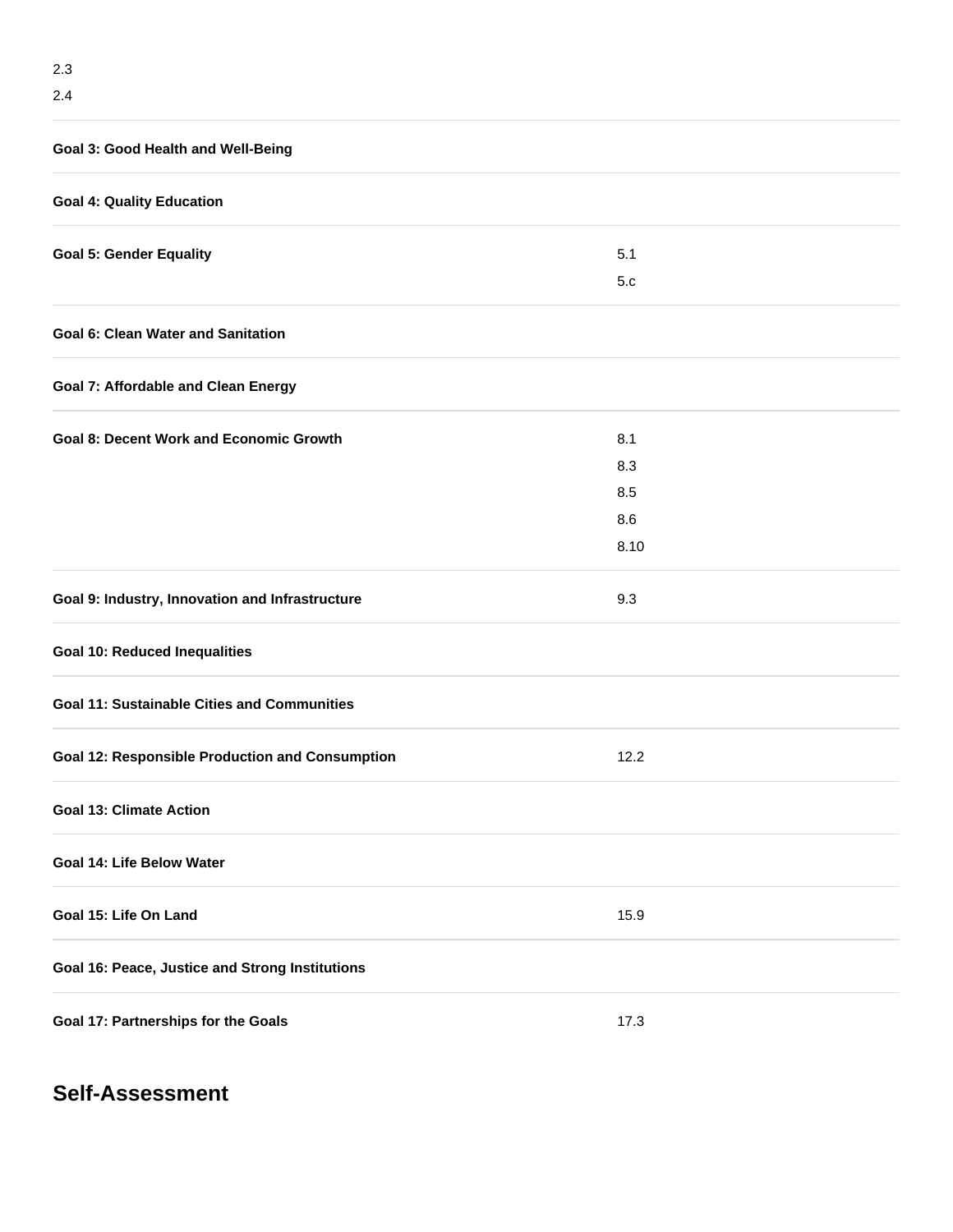| | |
|---|---|
| | 2.3<br>2.4 |
| **Goal 3: Good Health and Well-Being** | |
| **Goal 4: Quality Education** | |
| **Goal 5: Gender Equality** | 5.1<br>5.c |
| **Goal 6: Clean Water and Sanitation** | |
| **Goal 7: Affordable and Clean Energy** | |
| **Goal 8: Decent Work and Economic Growth** | 8.1<br>8.3<br>8.5<br>8.6<br>8.10 |
| **Goal 9: Industry, Innovation and Infrastructure** | 9.3 |
| **Goal 10: Reduced Inequalities** | |
| **Goal 11: Sustainable Cities and Communities** | |
| **Goal 12: Responsible Production and Consumption** | 12.2 |
| **Goal 13: Climate Action** | |
| **Goal 14: Life Below Water** | |
| **Goal 15: Life On Land** | 15.9 |
| **Goal 16: Peace, Justice and Strong Institutions** | |
| **Goal 17: Partnerships for the Goals** | 17.3 |

## Self-Assessment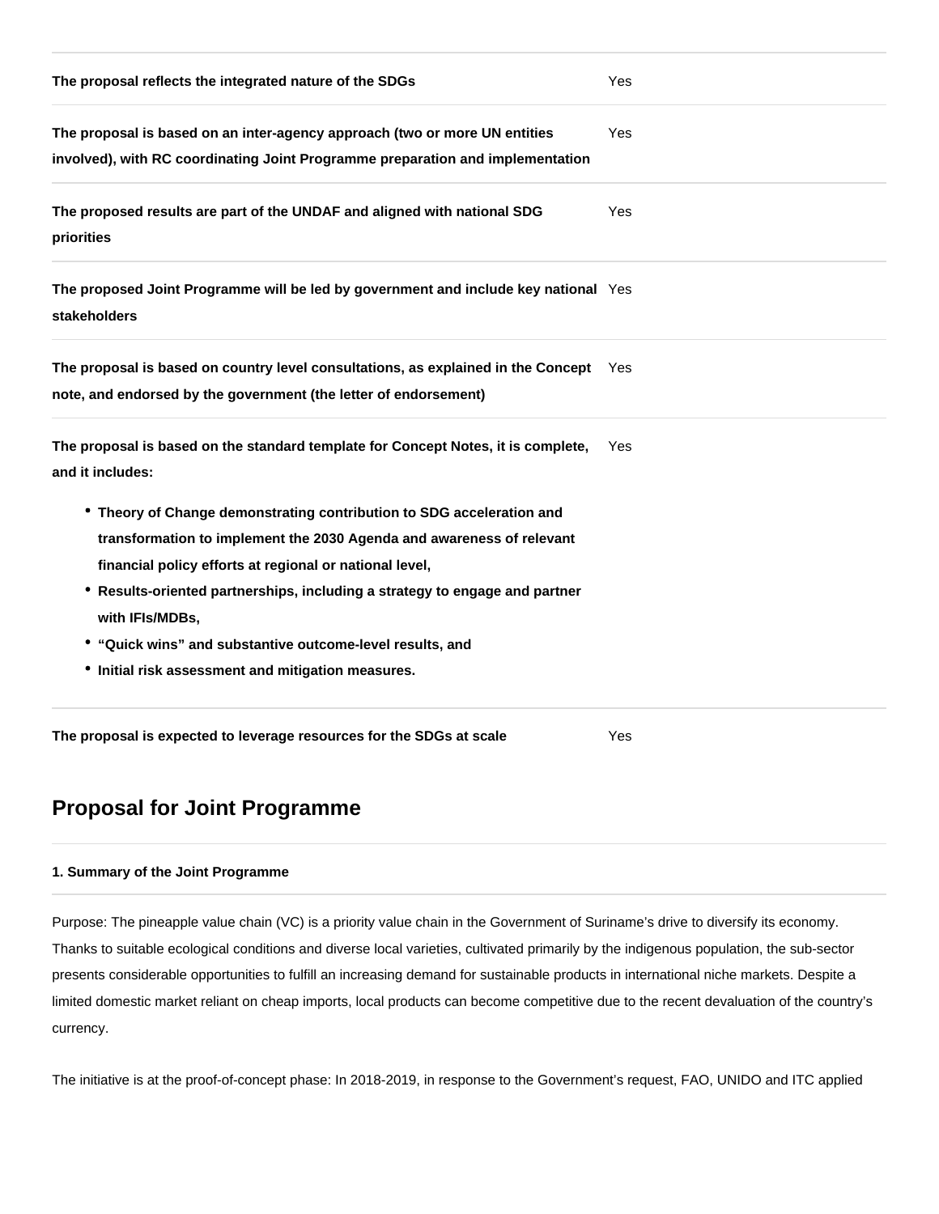| | |
|---|---|
| **The proposal reflects the integrated nature of the SDGs** | Yes |
| **The proposal is based on an inter-agency approach (two or more UN entities involved), with RC coordinating Joint Programme preparation and implementation** | Yes |
| **The proposed results are part of the UNDAF and aligned with national SDG priorities** | Yes |
| **The proposed Joint Programme will be led by government and include key national stakeholders** | Yes |
| **The proposal is based on country level consultations, as explained in the Concept note, and endorsed by the government (the letter of endorsement)** | Yes |
| **The proposal is based on the standard template for Concept Notes, it is complete, and it includes:**<br>• **Theory of Change demonstrating contribution to SDG acceleration and transformation to implement the 2030 Agenda and awareness of relevant financial policy efforts at regional or national level,**<br>• **Results-oriented partnerships, including a strategy to engage and partner with IFIs/MDBs,**<br>• **"Quick wins" and substantive outcome-level results, and**<br>• **Initial risk assessment and mitigation measures.** | Yes |
| **The proposal is expected to leverage resources for the SDGs at scale** | Yes |

## Proposal for Joint Programme

#### 1. Summary of the Joint Programme

Purpose: The pineapple value chain (VC) is a priority value chain in the Government of Suriname's drive to diversify its economy. Thanks to suitable ecological conditions and diverse local varieties, cultivated primarily by the indigenous population, the sub-sector presents considerable opportunities to fulfill an increasing demand for sustainable products in international niche markets. Despite a limited domestic market reliant on cheap imports, local products can become competitive due to the recent devaluation of the country's currency.

The initiative is at the proof-of-concept phase: In 2018-2019, in response to the Government's request, FAO, UNIDO and ITC applied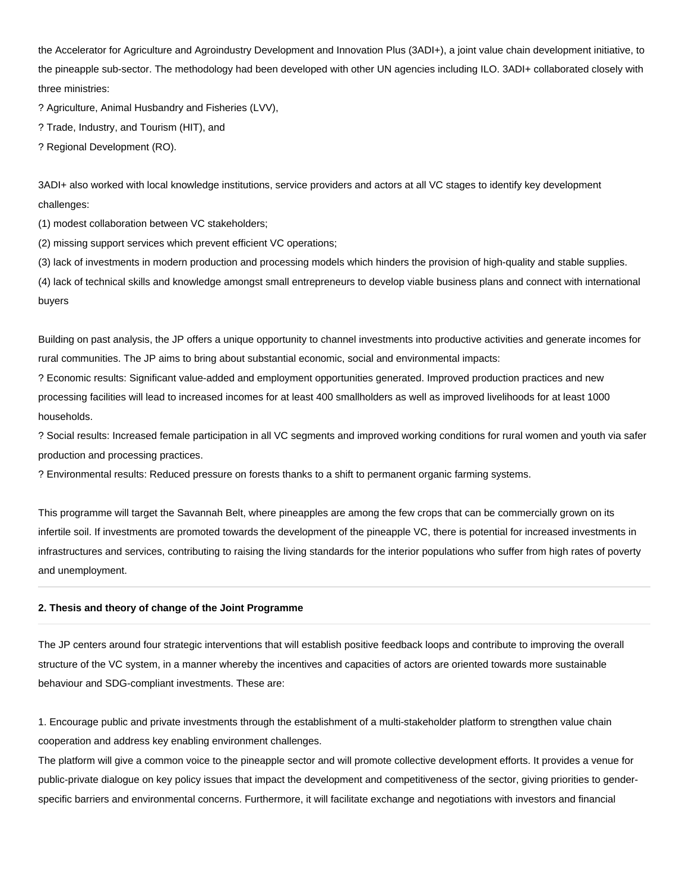the Accelerator for Agriculture and Agroindustry Development and Innovation Plus (3ADI+), a joint value chain development initiative, to the pineapple sub-sector. The methodology had been developed with other UN agencies including ILO. 3ADI+ collaborated closely with three ministries:

? Agriculture, Animal Husbandry and Fisheries (LVV),

? Trade, Industry, and Tourism (HIT), and

? Regional Development (RO).

3ADI+ also worked with local knowledge institutions, service providers and actors at all VC stages to identify key development challenges:

(1) modest collaboration between VC stakeholders;

(2) missing support services which prevent efficient VC operations;

(3) lack of investments in modern production and processing models which hinders the provision of high-quality and stable supplies.

(4) lack of technical skills and knowledge amongst small entrepreneurs to develop viable business plans and connect with international buyers

Building on past analysis, the JP offers a unique opportunity to channel investments into productive activities and generate incomes for rural communities. The JP aims to bring about substantial economic, social and environmental impacts:

? Economic results: Significant value-added and employment opportunities generated. Improved production practices and new processing facilities will lead to increased incomes for at least 400 smallholders as well as improved livelihoods for at least 1000 households.

? Social results: Increased female participation in all VC segments and improved working conditions for rural women and youth via safer production and processing practices.

? Environmental results: Reduced pressure on forests thanks to a shift to permanent organic farming systems.

This programme will target the Savannah Belt, where pineapples are among the few crops that can be commercially grown on its infertile soil. If investments are promoted towards the development of the pineapple VC, there is potential for increased investments in infrastructures and services, contributing to raising the living standards for the interior populations who suffer from high rates of poverty and unemployment.

---

**2. Thesis and theory of change of the Joint Programme**

---

The JP centers around four strategic interventions that will establish positive feedback loops and contribute to improving the overall structure of the VC system, in a manner whereby the incentives and capacities of actors are oriented towards more sustainable behaviour and SDG-compliant investments. These are:

1. Encourage public and private investments through the establishment of a multi-stakeholder platform to strengthen value chain cooperation and address key enabling environment challenges.

The platform will give a common voice to the pineapple sector and will promote collective development efforts. It provides a venue for public-private dialogue on key policy issues that impact the development and competitiveness of the sector, giving priorities to gender-specific barriers and environmental concerns. Furthermore, it will facilitate exchange and negotiations with investors and financial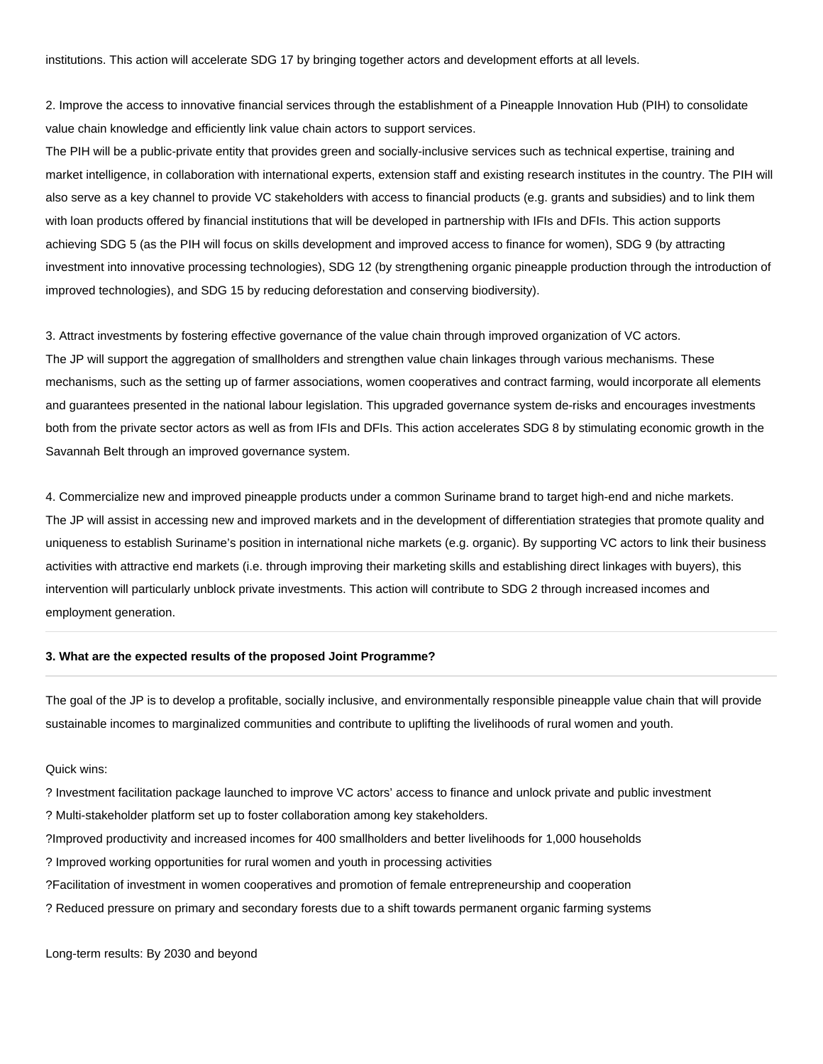institutions. This action will accelerate SDG 17 by bringing together actors and development efforts at all levels.

2. Improve the access to innovative financial services through the establishment of a Pineapple Innovation Hub (PIH) to consolidate value chain knowledge and efficiently link value chain actors to support services.
The PIH will be a public-private entity that provides green and socially-inclusive services such as technical expertise, training and market intelligence, in collaboration with international experts, extension staff and existing research institutes in the country. The PIH will also serve as a key channel to provide VC stakeholders with access to financial products (e.g. grants and subsidies) and to link them with loan products offered by financial institutions that will be developed in partnership with IFIs and DFIs. This action supports achieving SDG 5 (as the PIH will focus on skills development and improved access to finance for women), SDG 9 (by attracting investment into innovative processing technologies), SDG 12 (by strengthening organic pineapple production through the introduction of improved technologies), and SDG 15 by reducing deforestation and conserving biodiversity).

3. Attract investments by fostering effective governance of the value chain through improved organization of VC actors.
The JP will support the aggregation of smallholders and strengthen value chain linkages through various mechanisms. These mechanisms, such as the setting up of farmer associations, women cooperatives and contract farming, would incorporate all elements and guarantees presented in the national labour legislation. This upgraded governance system de-risks and encourages investments both from the private sector actors as well as from IFIs and DFIs. This action accelerates SDG 8 by stimulating economic growth in the Savannah Belt through an improved governance system.

4. Commercialize new and improved pineapple products under a common Suriname brand to target high-end and niche markets.
The JP will assist in accessing new and improved markets and in the development of differentiation strategies that promote quality and uniqueness to establish Suriname's position in international niche markets (e.g. organic). By supporting VC actors to link their business activities with attractive end markets (i.e. through improving their marketing skills and establishing direct linkages with buyers), this intervention will particularly unblock private investments. This action will contribute to SDG 2 through increased incomes and employment generation.

---

**3. What are the expected results of the proposed Joint Programme?**

---

The goal of the JP is to develop a profitable, socially inclusive, and environmentally responsible pineapple value chain that will provide sustainable incomes to marginalized communities and contribute to uplifting the livelihoods of rural women and youth.

Quick wins:

? Investment facilitation package launched to improve VC actors' access to finance and unlock private and public investment
? Multi-stakeholder platform set up to foster collaboration among key stakeholders.
?Improved productivity and increased incomes for 400 smallholders and better livelihoods for 1,000 households
? Improved working opportunities for rural women and youth in processing activities
?Facilitation of investment in women cooperatives and promotion of female entrepreneurship and cooperation
? Reduced pressure on primary and secondary forests due to a shift towards permanent organic farming systems

Long-term results: By 2030 and beyond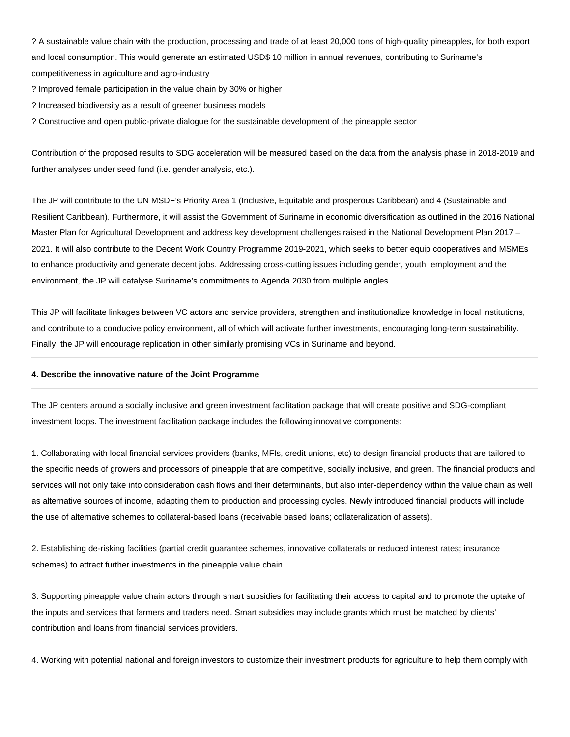? A sustainable value chain with the production, processing and trade of at least 20,000 tons of high-quality pineapples, for both export and local consumption. This would generate an estimated USD$ 10 million in annual revenues, contributing to Suriname's competitiveness in agriculture and agro-industry

? Improved female participation in the value chain by 30% or higher

? Increased biodiversity as a result of greener business models

? Constructive and open public-private dialogue for the sustainable development of the pineapple sector

Contribution of the proposed results to SDG acceleration will be measured based on the data from the analysis phase in 2018-2019 and further analyses under seed fund (i.e. gender analysis, etc.).

The JP will contribute to the UN MSDF's Priority Area 1 (Inclusive, Equitable and prosperous Caribbean) and 4 (Sustainable and Resilient Caribbean). Furthermore, it will assist the Government of Suriname in economic diversification as outlined in the 2016 National Master Plan for Agricultural Development and address key development challenges raised in the National Development Plan 2017 – 2021. It will also contribute to the Decent Work Country Programme 2019-2021, which seeks to better equip cooperatives and MSMEs to enhance productivity and generate decent jobs. Addressing cross-cutting issues including gender, youth, employment and the environment, the JP will catalyse Suriname's commitments to Agenda 2030 from multiple angles.

This JP will facilitate linkages between VC actors and service providers, strengthen and institutionalize knowledge in local institutions, and contribute to a conducive policy environment, all of which will activate further investments, encouraging long-term sustainability. Finally, the JP will encourage replication in other similarly promising VCs in Suriname and beyond.

---

**4. Describe the innovative nature of the Joint Programme**

---

The JP centers around a socially inclusive and green investment facilitation package that will create positive and SDG-compliant investment loops. The investment facilitation package includes the following innovative components:

1. Collaborating with local financial services providers (banks, MFIs, credit unions, etc) to design financial products that are tailored to the specific needs of growers and processors of pineapple that are competitive, socially inclusive, and green. The financial products and services will not only take into consideration cash flows and their determinants, but also inter-dependency within the value chain as well as alternative sources of income, adapting them to production and processing cycles. Newly introduced financial products will include the use of alternative schemes to collateral-based loans (receivable based loans; collateralization of assets).

2. Establishing de-risking facilities (partial credit guarantee schemes, innovative collaterals or reduced interest rates; insurance schemes) to attract further investments in the pineapple value chain.

3. Supporting pineapple value chain actors through smart subsidies for facilitating their access to capital and to promote the uptake of the inputs and services that farmers and traders need. Smart subsidies may include grants which must be matched by clients' contribution and loans from financial services providers.

4. Working with potential national and foreign investors to customize their investment products for agriculture to help them comply with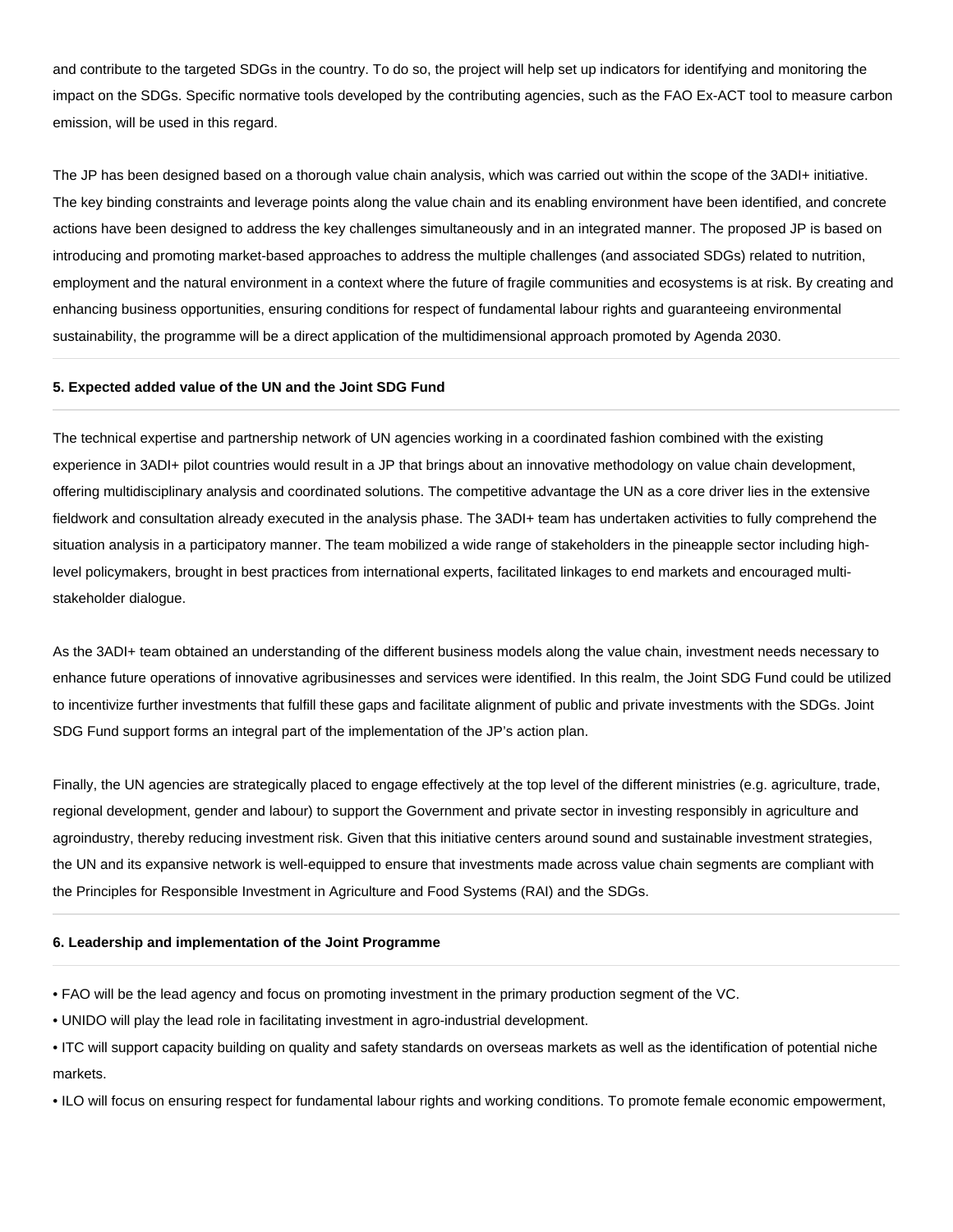and contribute to the targeted SDGs in the country. To do so, the project will help set up indicators for identifying and monitoring the impact on the SDGs. Specific normative tools developed by the contributing agencies, such as the FAO Ex-ACT tool to measure carbon emission, will be used in this regard.

The JP has been designed based on a thorough value chain analysis, which was carried out within the scope of the 3ADI+ initiative. The key binding constraints and leverage points along the value chain and its enabling environment have been identified, and concrete actions have been designed to address the key challenges simultaneously and in an integrated manner. The proposed JP is based on introducing and promoting market-based approaches to address the multiple challenges (and associated SDGs) related to nutrition, employment and the natural environment in a context where the future of fragile communities and ecosystems is at risk. By creating and enhancing business opportunities, ensuring conditions for respect of fundamental labour rights and guaranteeing environmental sustainability, the programme will be a direct application of the multidimensional approach promoted by Agenda 2030.

**5. Expected added value of the UN and the Joint SDG Fund**

The technical expertise and partnership network of UN agencies working in a coordinated fashion combined with the existing experience in 3ADI+ pilot countries would result in a JP that brings about an innovative methodology on value chain development, offering multidisciplinary analysis and coordinated solutions. The competitive advantage the UN as a core driver lies in the extensive fieldwork and consultation already executed in the analysis phase. The 3ADI+ team has undertaken activities to fully comprehend the situation analysis in a participatory manner. The team mobilized a wide range of stakeholders in the pineapple sector including high-level policymakers, brought in best practices from international experts, facilitated linkages to end markets and encouraged multi-stakeholder dialogue.

As the 3ADI+ team obtained an understanding of the different business models along the value chain, investment needs necessary to enhance future operations of innovative agribusinesses and services were identified. In this realm, the Joint SDG Fund could be utilized to incentivize further investments that fulfill these gaps and facilitate alignment of public and private investments with the SDGs. Joint SDG Fund support forms an integral part of the implementation of the JP's action plan.

Finally, the UN agencies are strategically placed to engage effectively at the top level of the different ministries (e.g. agriculture, trade, regional development, gender and labour) to support the Government and private sector in investing responsibly in agriculture and agroindustry, thereby reducing investment risk. Given that this initiative centers around sound and sustainable investment strategies, the UN and its expansive network is well-equipped to ensure that investments made across value chain segments are compliant with the Principles for Responsible Investment in Agriculture and Food Systems (RAI) and the SDGs.

**6. Leadership and implementation of the Joint Programme**

- FAO will be the lead agency and focus on promoting investment in the primary production segment of the VC.
- UNIDO will play the lead role in facilitating investment in agro-industrial development.
- ITC will support capacity building on quality and safety standards on overseas markets as well as the identification of potential niche markets.
- ILO will focus on ensuring respect for fundamental labour rights and working conditions. To promote female economic empowerment,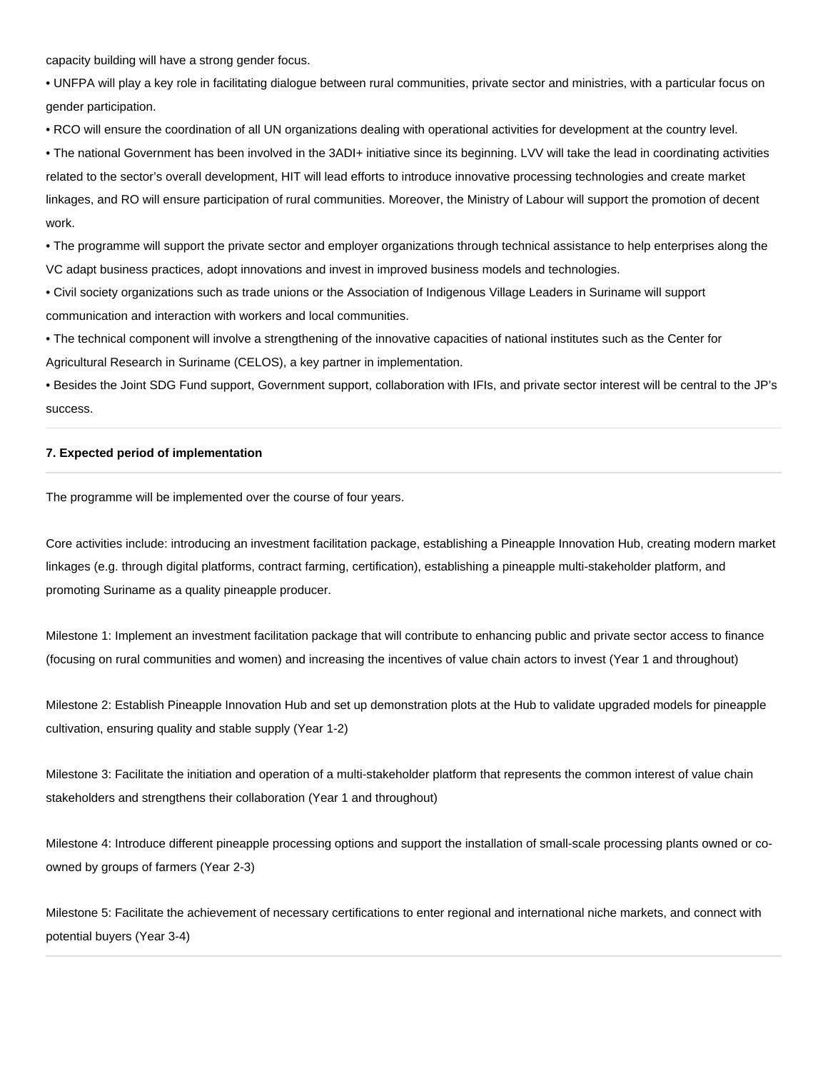capacity building will have a strong gender focus.

- UNFPA will play a key role in facilitating dialogue between rural communities, private sector and ministries, with a particular focus on gender participation.
- RCO will ensure the coordination of all UN organizations dealing with operational activities for development at the country level.
- The national Government has been involved in the 3ADI+ initiative since its beginning. LVV will take the lead in coordinating activities related to the sector's overall development, HIT will lead efforts to introduce innovative processing technologies and create market linkages, and RO will ensure participation of rural communities. Moreover, the Ministry of Labour will support the promotion of decent work.
- The programme will support the private sector and employer organizations through technical assistance to help enterprises along the VC adapt business practices, adopt innovations and invest in improved business models and technologies.
- Civil society organizations such as trade unions or the Association of Indigenous Village Leaders in Suriname will support communication and interaction with workers and local communities.
- The technical component will involve a strengthening of the innovative capacities of national institutes such as the Center for Agricultural Research in Suriname (CELOS), a key partner in implementation.
- Besides the Joint SDG Fund support, Government support, collaboration with IFIs, and private sector interest will be central to the JP's success.

#### 7. Expected period of implementation

The programme will be implemented over the course of four years.

Core activities include: introducing an investment facilitation package, establishing a Pineapple Innovation Hub, creating modern market linkages (e.g. through digital platforms, contract farming, certification), establishing a pineapple multi-stakeholder platform, and promoting Suriname as a quality pineapple producer.

Milestone 1: Implement an investment facilitation package that will contribute to enhancing public and private sector access to finance (focusing on rural communities and women) and increasing the incentives of value chain actors to invest (Year 1 and throughout)

Milestone 2: Establish Pineapple Innovation Hub and set up demonstration plots at the Hub to validate upgraded models for pineapple cultivation, ensuring quality and stable supply (Year 1-2)

Milestone 3: Facilitate the initiation and operation of a multi-stakeholder platform that represents the common interest of value chain stakeholders and strengthens their collaboration (Year 1 and throughout)

Milestone 4: Introduce different pineapple processing options and support the installation of small-scale processing plants owned or co-owned by groups of farmers (Year 2-3)

Milestone 5: Facilitate the achievement of necessary certifications to enter regional and international niche markets, and connect with potential buyers (Year 3-4)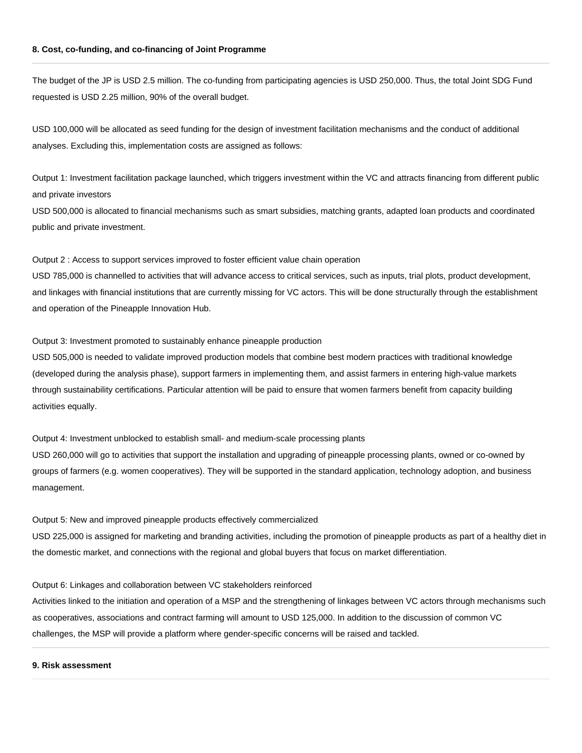#### 8. Cost, co-funding, and co-financing of Joint Programme

The budget of the JP is USD 2.5 million. The co-funding from participating agencies is USD 250,000. Thus, the total Joint SDG Fund requested is USD 2.25 million, 90% of the overall budget.

USD 100,000 will be allocated as seed funding for the design of investment facilitation mechanisms and the conduct of additional analyses. Excluding this, implementation costs are assigned as follows:

Output 1: Investment facilitation package launched, which triggers investment within the VC and attracts financing from different public and private investors
USD 500,000 is allocated to financial mechanisms such as smart subsidies, matching grants, adapted loan products and coordinated public and private investment.

Output 2 : Access to support services improved to foster efficient value chain operation
USD 785,000 is channelled to activities that will advance access to critical services, such as inputs, trial plots, product development, and linkages with financial institutions that are currently missing for VC actors. This will be done structurally through the establishment and operation of the Pineapple Innovation Hub.

Output 3: Investment promoted to sustainably enhance pineapple production
USD 505,000 is needed to validate improved production models that combine best modern practices with traditional knowledge (developed during the analysis phase), support farmers in implementing them, and assist farmers in entering high-value markets through sustainability certifications. Particular attention will be paid to ensure that women farmers benefit from capacity building activities equally.

Output 4: Investment unblocked to establish small- and medium-scale processing plants
USD 260,000 will go to activities that support the installation and upgrading of pineapple processing plants, owned or co-owned by groups of farmers (e.g. women cooperatives). They will be supported in the standard application, technology adoption, and business management.

Output 5: New and improved pineapple products effectively commercialized
USD 225,000 is assigned for marketing and branding activities, including the promotion of pineapple products as part of a healthy diet in the domestic market, and connections with the regional and global buyers that focus on market differentiation.

Output 6: Linkages and collaboration between VC stakeholders reinforced
Activities linked to the initiation and operation of a MSP and the strengthening of linkages between VC actors through mechanisms such as cooperatives, associations and contract farming will amount to USD 125,000. In addition to the discussion of common VC challenges, the MSP will provide a platform where gender-specific concerns will be raised and tackled.

#### 9. Risk assessment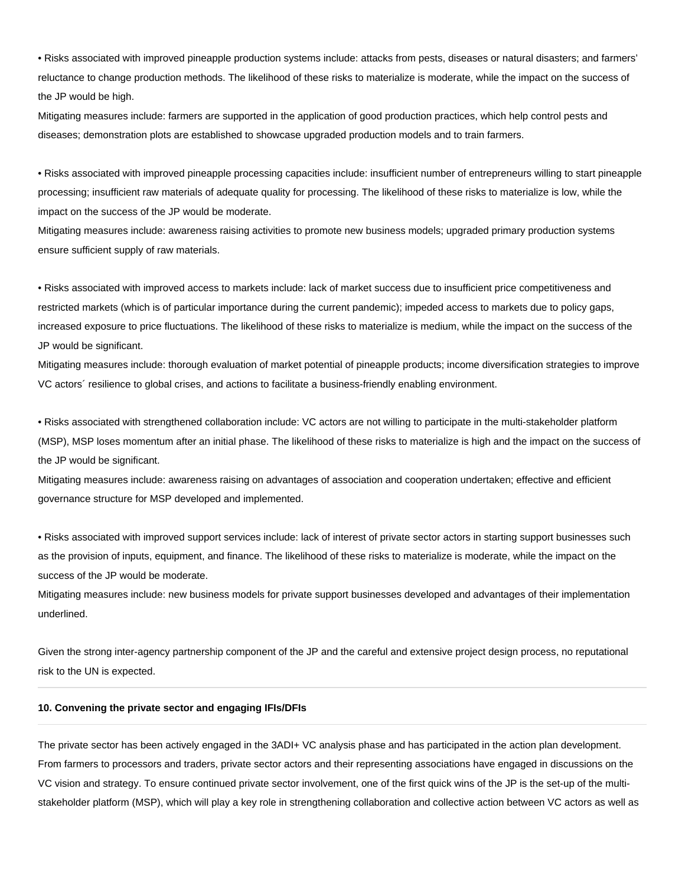• Risks associated with improved pineapple production systems include: attacks from pests, diseases or natural disasters; and farmers' reluctance to change production methods. The likelihood of these risks to materialize is moderate, while the impact on the success of the JP would be high.
Mitigating measures include: farmers are supported in the application of good production practices, which help control pests and diseases; demonstration plots are established to showcase upgraded production models and to train farmers.

• Risks associated with improved pineapple processing capacities include: insufficient number of entrepreneurs willing to start pineapple processing; insufficient raw materials of adequate quality for processing. The likelihood of these risks to materialize is low, while the impact on the success of the JP would be moderate.
Mitigating measures include: awareness raising activities to promote new business models; upgraded primary production systems ensure sufficient supply of raw materials.

• Risks associated with improved access to markets include: lack of market success due to insufficient price competitiveness and restricted markets (which is of particular importance during the current pandemic); impeded access to markets due to policy gaps, increased exposure to price fluctuations. The likelihood of these risks to materialize is medium, while the impact on the success of the JP would be significant.
Mitigating measures include: thorough evaluation of market potential of pineapple products; income diversification strategies to improve VC actors´ resilience to global crises, and actions to facilitate a business-friendly enabling environment.

• Risks associated with strengthened collaboration include: VC actors are not willing to participate in the multi-stakeholder platform (MSP), MSP loses momentum after an initial phase. The likelihood of these risks to materialize is high and the impact on the success of the JP would be significant.
Mitigating measures include: awareness raising on advantages of association and cooperation undertaken; effective and efficient governance structure for MSP developed and implemented.

• Risks associated with improved support services include: lack of interest of private sector actors in starting support businesses such as the provision of inputs, equipment, and finance. The likelihood of these risks to materialize is moderate, while the impact on the success of the JP would be moderate.
Mitigating measures include: new business models for private support businesses developed and advantages of their implementation underlined.

Given the strong inter-agency partnership component of the JP and the careful and extensive project design process, no reputational risk to the UN is expected.

---

**10. Convening the private sector and engaging IFIs/DFIs**

---

The private sector has been actively engaged in the 3ADI+ VC analysis phase and has participated in the action plan development. From farmers to processors and traders, private sector actors and their representing associations have engaged in discussions on the VC vision and strategy. To ensure continued private sector involvement, one of the first quick wins of the JP is the set-up of the multi-stakeholder platform (MSP), which will play a key role in strengthening collaboration and collective action between VC actors as well as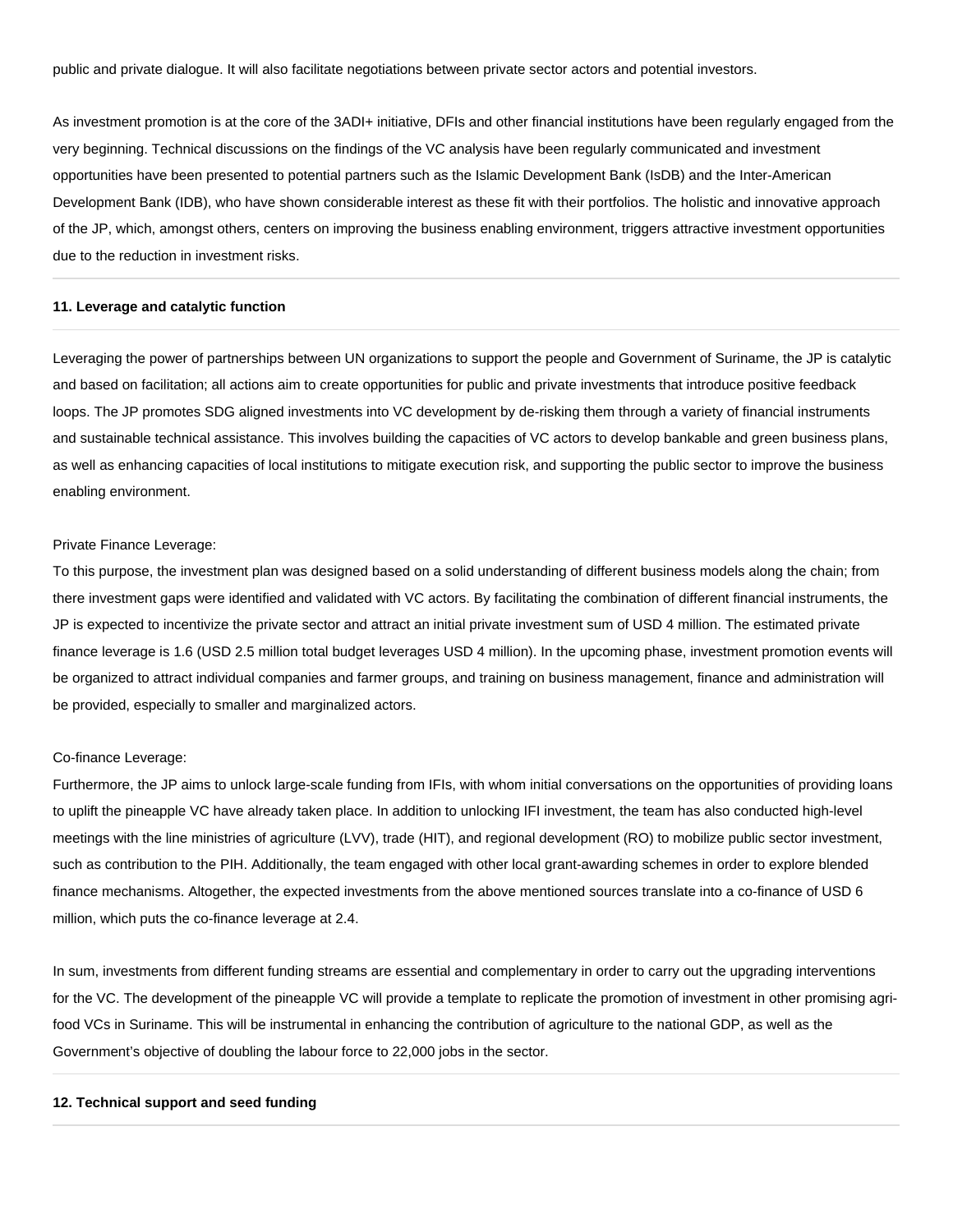public and private dialogue. It will also facilitate negotiations between private sector actors and potential investors.

As investment promotion is at the core of the 3ADI+ initiative, DFIs and other financial institutions have been regularly engaged from the very beginning. Technical discussions on the findings of the VC analysis have been regularly communicated and investment opportunities have been presented to potential partners such as the Islamic Development Bank (IsDB) and the Inter-American Development Bank (IDB), who have shown considerable interest as these fit with their portfolios. The holistic and innovative approach of the JP, which, amongst others, centers on improving the business enabling environment, triggers attractive investment opportunities due to the reduction in investment risks.

**11. Leverage and catalytic function**

Leveraging the power of partnerships between UN organizations to support the people and Government of Suriname, the JP is catalytic and based on facilitation; all actions aim to create opportunities for public and private investments that introduce positive feedback loops. The JP promotes SDG aligned investments into VC development by de-risking them through a variety of financial instruments and sustainable technical assistance. This involves building the capacities of VC actors to develop bankable and green business plans, as well as enhancing capacities of local institutions to mitigate execution risk, and supporting the public sector to improve the business enabling environment.

Private Finance Leverage:
To this purpose, the investment plan was designed based on a solid understanding of different business models along the chain; from there investment gaps were identified and validated with VC actors. By facilitating the combination of different financial instruments, the JP is expected to incentivize the private sector and attract an initial private investment sum of USD 4 million. The estimated private finance leverage is 1.6 (USD 2.5 million total budget leverages USD 4 million). In the upcoming phase, investment promotion events will be organized to attract individual companies and farmer groups, and training on business management, finance and administration will be provided, especially to smaller and marginalized actors.

Co-finance Leverage:
Furthermore, the JP aims to unlock large-scale funding from IFIs, with whom initial conversations on the opportunities of providing loans to uplift the pineapple VC have already taken place. In addition to unlocking IFI investment, the team has also conducted high-level meetings with the line ministries of agriculture (LVV), trade (HIT), and regional development (RO) to mobilize public sector investment, such as contribution to the PIH. Additionally, the team engaged with other local grant-awarding schemes in order to explore blended finance mechanisms. Altogether, the expected investments from the above mentioned sources translate into a co-finance of USD 6 million, which puts the co-finance leverage at 2.4.

In sum, investments from different funding streams are essential and complementary in order to carry out the upgrading interventions for the VC. The development of the pineapple VC will provide a template to replicate the promotion of investment in other promising agri-food VCs in Suriname. This will be instrumental in enhancing the contribution of agriculture to the national GDP, as well as the Government's objective of doubling the labour force to 22,000 jobs in the sector.

**12. Technical support and seed funding**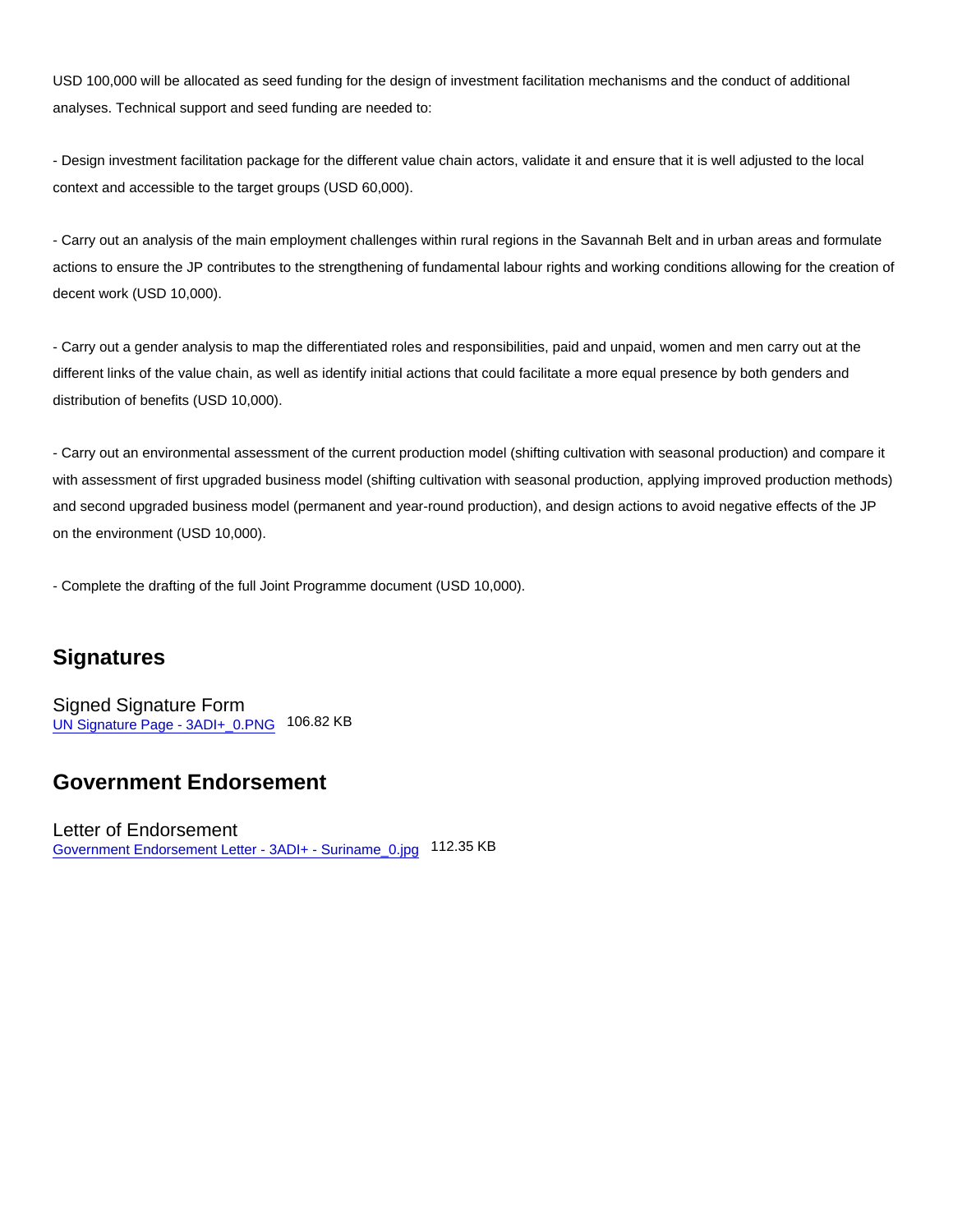USD 100,000 will be allocated as seed funding for the design of investment facilitation mechanisms and the conduct of additional analyses. Technical support and seed funding are needed to:

- Design investment facilitation package for the different value chain actors, validate it and ensure that it is well adjusted to the local context and accessible to the target groups (USD 60,000).

- Carry out an analysis of the main employment challenges within rural regions in the Savannah Belt and in urban areas and formulate actions to ensure the JP contributes to the strengthening of fundamental labour rights and working conditions allowing for the creation of decent work (USD 10,000).

- Carry out a gender analysis to map the differentiated roles and responsibilities, paid and unpaid, women and men carry out at the different links of the value chain, as well as identify initial actions that could facilitate a more equal presence by both genders and distribution of benefits (USD 10,000).

- Carry out an environmental assessment of the current production model (shifting cultivation with seasonal production) and compare it with assessment of first upgraded business model (shifting cultivation with seasonal production, applying improved production methods) and second upgraded business model (permanent and year-round production), and design actions to avoid negative effects of the JP on the environment (USD 10,000).

- Complete the drafting of the full Joint Programme document (USD 10,000).

## Signatures

Signed Signature Form
[UN Signature Page - 3ADI+_0.PNG] 106.82 KB

## Government Endorsement

Letter of Endorsement
[Government Endorsement Letter - 3ADI+ - Suriname_0.jpg] 112.35 KB